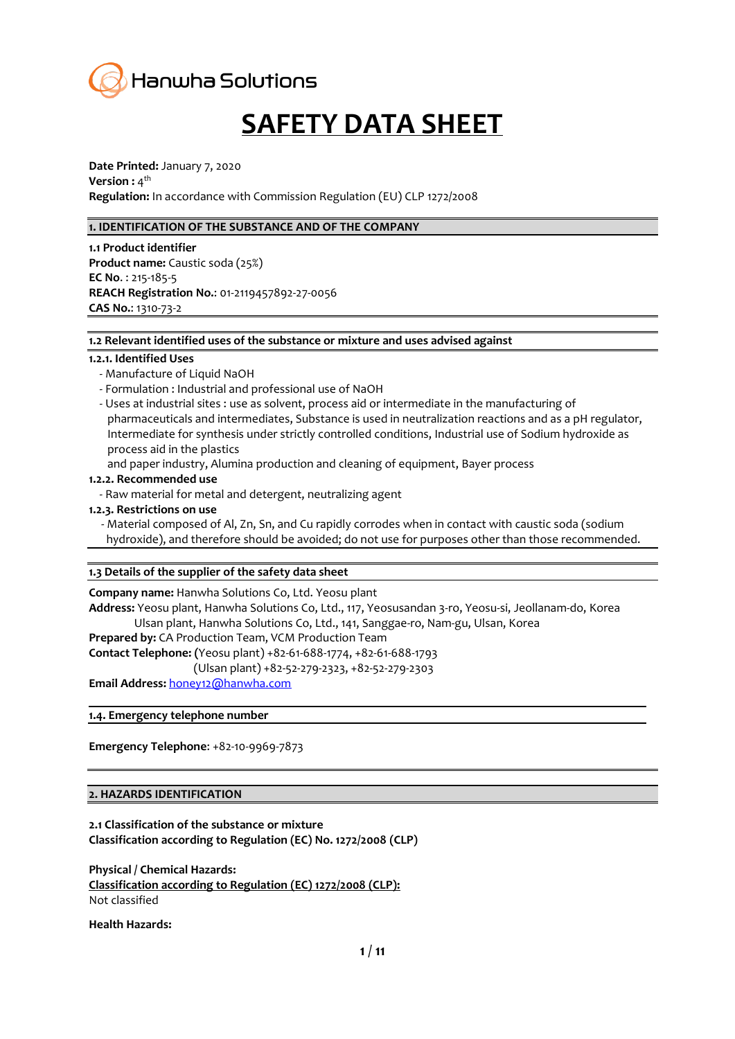Hanwha Solutions

# SAFETY DATA SHEET

**Date Printed:** January 7, 2020
**Version :** 4th
**Regulation:** In accordance with Commission Regulation (EU) CLP 1272/2008

## 1. IDENTIFICATION OF THE SUBSTANCE AND OF THE COMPANY

**1.1 Product identifier**
**Product name:** Caustic soda (25%)
**EC No.** : 215-185-5
**REACH Registration No.**: 01-2119457892-27-0056
**CAS No.**: 1310-73-2

**1.2 Relevant identified uses of the substance or mixture and uses advised against**

**1.2.1. Identified Uses**

- Manufacture of Liquid NaOH
- Formulation : Industrial and professional use of NaOH
- Uses at industrial sites : use as solvent, process aid or intermediate in the manufacturing of pharmaceuticals and intermediates, Substance is used in neutralization reactions and as a pH regulator, Intermediate for synthesis under strictly controlled conditions, Industrial use of Sodium hydroxide as process aid in the plastics and paper industry, Alumina production and cleaning of equipment, Bayer process

**1.2.2. Recommended use**

- Raw material for metal and detergent, neutralizing agent

**1.2.3. Restrictions on use**

- Material composed of Al, Zn, Sn, and Cu rapidly corrodes when in contact with caustic soda (sodium hydroxide), and therefore should be avoided; do not use for purposes other than those recommended.

**1.3 Details of the supplier of the safety data sheet**

**Company name:** Hanwha Solutions Co, Ltd. Yeosu plant
**Address:** Yeosu plant, Hanwha Solutions Co, Ltd., 117, Yeosusandan 3-ro, Yeosu-si, Jeollanam-do, Korea
Ulsan plant, Hanwha Solutions Co, Ltd., 141, Sanggae-ro, Nam-gu, Ulsan, Korea
**Prepared by:** CA Production Team, VCM Production Team
**Contact Telephone:** (Yeosu plant) +82-61-688-1774, +82-61-688-1793
(Ulsan plant) +82-52-279-2323, +82-52-279-2303
**Email Address:** honey12@hanwha.com

**1.4. Emergency telephone number**

**Emergency Telephone**: +82-10-9969-7873

## 2. HAZARDS IDENTIFICATION

**2.1 Classification of the substance or mixture**
**Classification according to Regulation (EC) No. 1272/2008 (CLP)**

**Physical / Chemical Hazards:**
<u>**Classification according to Regulation (EC) 1272/2008 (CLP):**</u>
Not classified

**Health Hazards:**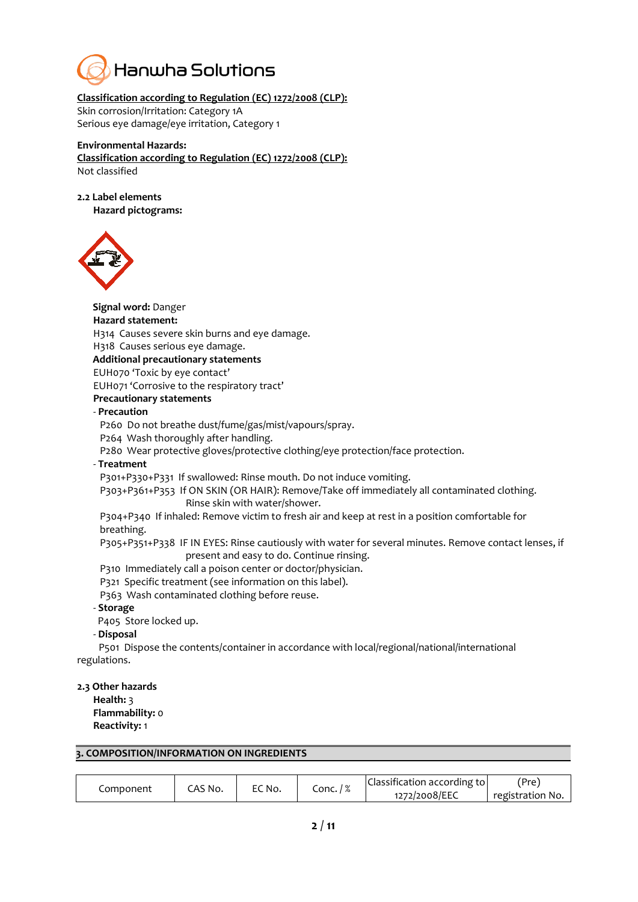**Classification according to Regulation (EC) 1272/2008 (CLP):**
Skin corrosion/Irritation: Category 1A
Serious eye damage/eye irritation, Category 1

**Environmental Hazards:**
**Classification according to Regulation (EC) 1272/2008 (CLP):**
Not classified

**2.2 Label elements**

**Hazard pictograms:**

**Signal word:** Danger

**Hazard statement:**

H314 Causes severe skin burns and eye damage.
H318 Causes serious eye damage.

**Additional precautionary statements**

EUH070 'Toxic by eye contact'
EUH071 'Corrosive to the respiratory tract'

**Precautionary statements**

- **Precaution**

P260 Do not breathe dust/fume/gas/mist/vapours/spray.
P264 Wash thoroughly after handling.
P280 Wear protective gloves/protective clothing/eye protection/face protection.

- **Treatment**

P301+P330+P331 If swallowed: Rinse mouth. Do not induce vomiting.
P303+P361+P353 If ON SKIN (OR HAIR): Remove/Take off immediately all contaminated clothing. Rinse skin with water/shower.
P304+P340 If inhaled: Remove victim to fresh air and keep at rest in a position comfortable for breathing.
P305+P351+P338 IF IN EYES: Rinse cautiously with water for several minutes. Remove contact lenses, if present and easy to do. Continue rinsing.
P310 Immediately call a poison center or doctor/physician.
P321 Specific treatment (see information on this label).
P363 Wash contaminated clothing before reuse.

- **Storage**

P405 Store locked up.

- **Disposal**

P501 Dispose the contents/container in accordance with local/regional/national/international regulations.

**2.3 Other hazards**

**Health:** 3
**Flammability:** 0
**Reactivity:** 1

## 3. COMPOSITION/INFORMATION ON INGREDIENTS

| Component | CAS No. | EC No. | Conc. / % | Classification according to 1272/2008/EEC | (Pre) registration No. |
|---|---|---|---|---|---|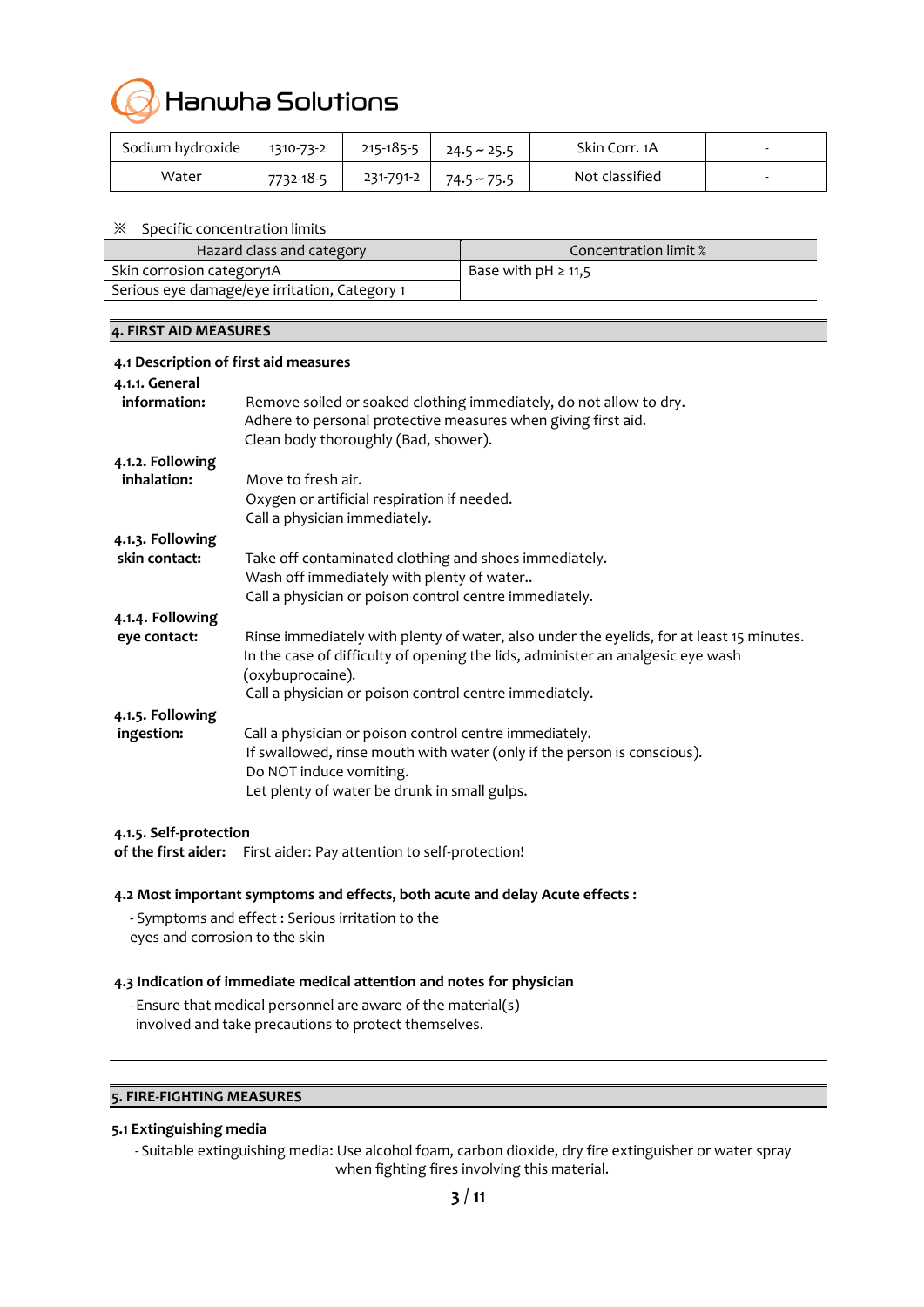| Sodium hydroxide | 1310-73-2 | 215-185-5 | 24.5 ~ 25.5 | Skin Corr. 1A | - |
|---|---|---|---|---|---|
| Water | 7732-18-5 | 231-791-2 | 74.5 ~ 75.5 | Not classified | - |

※ Specific concentration limits

| Hazard class and category | Concentration limit % |
|---|---|
| Skin corrosion category1A | Base with pH ≥ 11,5 |
| Serious eye damage/eye irritation, Category 1 | |

## 4. FIRST AID MEASURES

### 4.1 Description of first aid measures

**4.1.1. General information:**
Remove soiled or soaked clothing immediately, do not allow to dry.
Adhere to personal protective measures when giving first aid.
Clean body thoroughly (Bad, shower).

**4.1.2. Following inhalation:**
Move to fresh air.
Oxygen or artificial respiration if needed.
Call a physician immediately.

**4.1.3. Following skin contact:**
Take off contaminated clothing and shoes immediately.
Wash off immediately with plenty of water..
Call a physician or poison control centre immediately.

**4.1.4. Following eye contact:**
Rinse immediately with plenty of water, also under the eyelids, for at least 15 minutes.
In the case of difficulty of opening the lids, administer an analgesic eye wash (oxybuprocaine).
Call a physician or poison control centre immediately.

**4.1.5. Following ingestion:**
Call a physician or poison control centre immediately.
If swallowed, rinse mouth with water (only if the person is conscious).
Do NOT induce vomiting.
Let plenty of water be drunk in small gulps.

**4.1.5. Self-protection of the first aider:** First aider: Pay attention to self-protection!

### 4.2 Most important symptoms and effects, both acute and delay Acute effects :

- Symptoms and effect : Serious irritation to the eyes and corrosion to the skin

### 4.3 Indication of immediate medical attention and notes for physician

- Ensure that medical personnel are aware of the material(s) involved and take precautions to protect themselves.

## 5. FIRE-FIGHTING MEASURES

### 5.1 Extinguishing media

- Suitable extinguishing media: Use alcohol foam, carbon dioxide, dry fire extinguisher or water spray when fighting fires involving this material.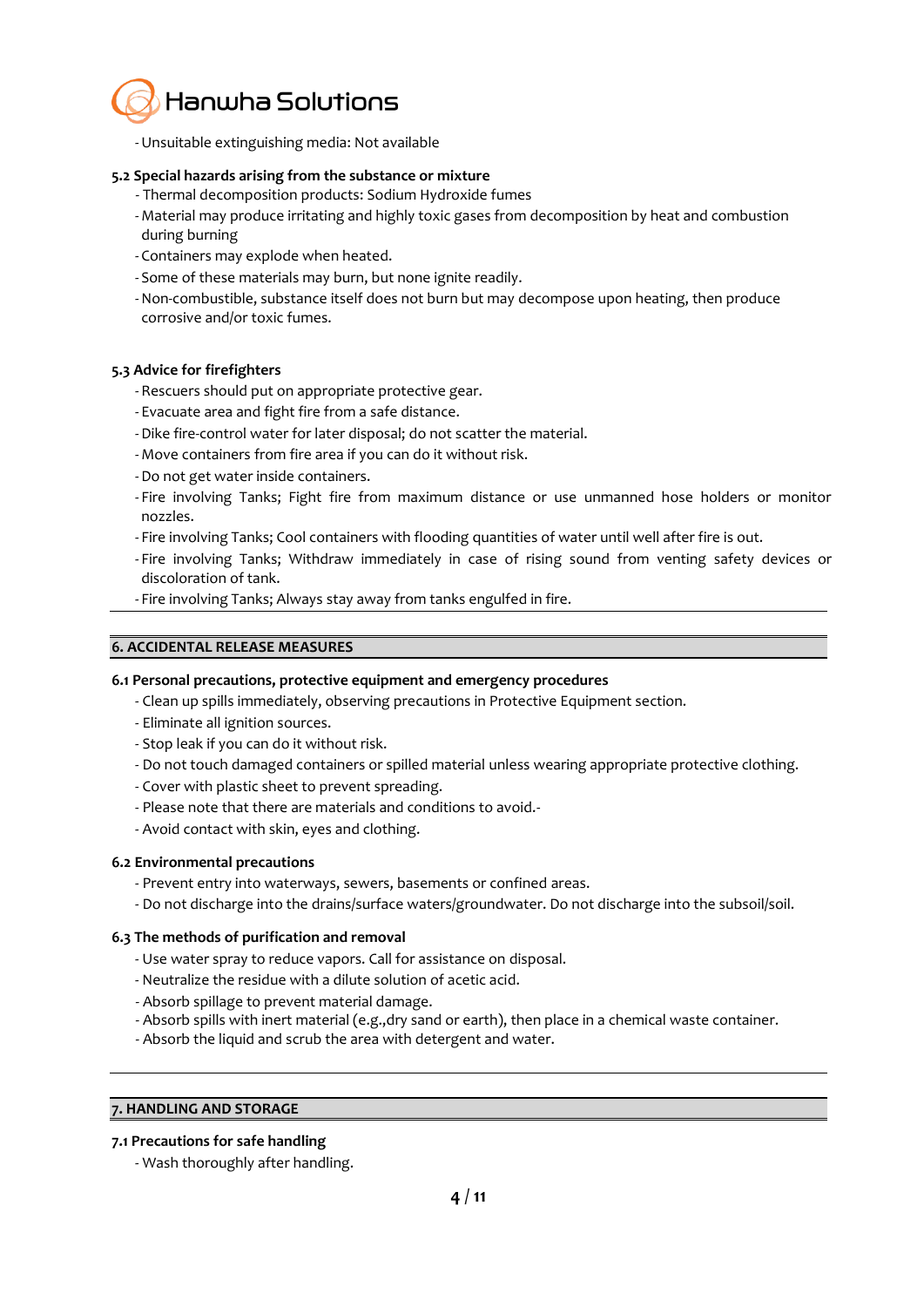- Unsuitable extinguishing media: Not available

### 5.2 Special hazards arising from the substance or mixture

- Thermal decomposition products: Sodium Hydroxide fumes
- Material may produce irritating and highly toxic gases from decomposition by heat and combustion during burning
- Containers may explode when heated.
- Some of these materials may burn, but none ignite readily.
- Non-combustible, substance itself does not burn but may decompose upon heating, then produce corrosive and/or toxic fumes.

### 5.3 Advice for firefighters

- Rescuers should put on appropriate protective gear.
- Evacuate area and fight fire from a safe distance.
- Dike fire-control water for later disposal; do not scatter the material.
- Move containers from fire area if you can do it without risk.
- Do not get water inside containers.
- Fire involving Tanks; Fight fire from maximum distance or use unmanned hose holders or monitor nozzles.
- Fire involving Tanks; Cool containers with flooding quantities of water until well after fire is out.
- Fire involving Tanks; Withdraw immediately in case of rising sound from venting safety devices or discoloration of tank.
- Fire involving Tanks; Always stay away from tanks engulfed in fire.

## 6. ACCIDENTAL RELEASE MEASURES

### 6.1 Personal precautions, protective equipment and emergency procedures

- Clean up spills immediately, observing precautions in Protective Equipment section.
- Eliminate all ignition sources.
- Stop leak if you can do it without risk.
- Do not touch damaged containers or spilled material unless wearing appropriate protective clothing.
- Cover with plastic sheet to prevent spreading.
- Please note that there are materials and conditions to avoid.-
- Avoid contact with skin, eyes and clothing.

### 6.2 Environmental precautions

- Prevent entry into waterways, sewers, basements or confined areas.
- Do not discharge into the drains/surface waters/groundwater. Do not discharge into the subsoil/soil.

### 6.3 The methods of purification and removal

- Use water spray to reduce vapors. Call for assistance on disposal.
- Neutralize the residue with a dilute solution of acetic acid.
- Absorb spillage to prevent material damage.
- Absorb spills with inert material (e.g.,dry sand or earth), then place in a chemical waste container.
- Absorb the liquid and scrub the area with detergent and water.

## 7. HANDLING AND STORAGE

### 7.1 Precautions for safe handling

- Wash thoroughly after handling.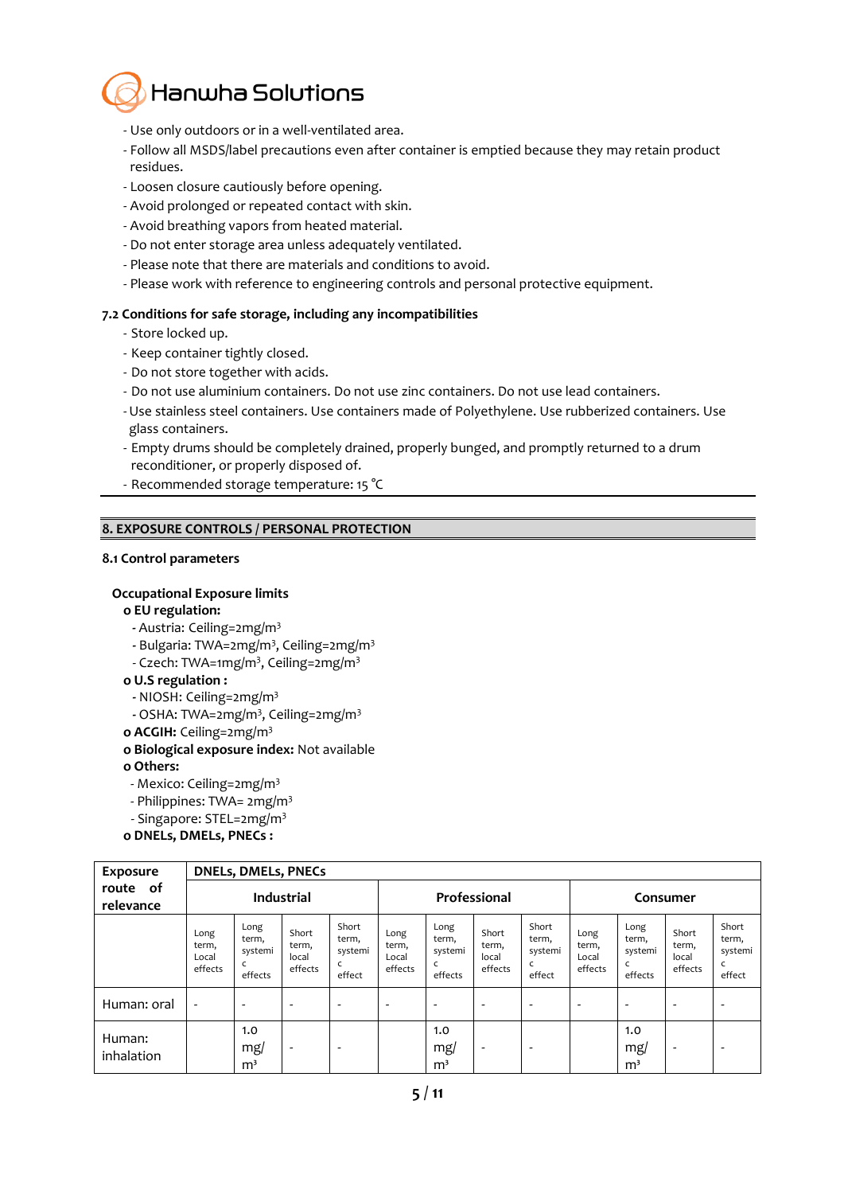- Use only outdoors or in a well-ventilated area.
- Follow all MSDS/label precautions even after container is emptied because they may retain product residues.
- Loosen closure cautiously before opening.
- Avoid prolonged or repeated contact with skin.
- Avoid breathing vapors from heated material.
- Do not enter storage area unless adequately ventilated.
- Please note that there are materials and conditions to avoid.
- Please work with reference to engineering controls and personal protective equipment.

**7.2 Conditions for safe storage, including any incompatibilities**

- Store locked up.
- Keep container tightly closed.
- Do not store together with acids.
- Do not use aluminium containers. Do not use zinc containers. Do not use lead containers.
- Use stainless steel containers. Use containers made of Polyethylene. Use rubberized containers. Use glass containers.
- Empty drums should be completely drained, properly bunged, and promptly returned to a drum reconditioner, or properly disposed of.
- Recommended storage temperature: 15 ℃

## 8. EXPOSURE CONTROLS / PERSONAL PROTECTION

**8.1 Control parameters**

**Occupational Exposure limits**

**o EU regulation:**
- Austria: Ceiling=2mg/m³
- Bulgaria: TWA=2mg/m³, Ceiling=2mg/m³
- Czech: TWA=1mg/m³, Ceiling=2mg/m³

**o U.S regulation :**
- NIOSH: Ceiling=2mg/m³
- OSHA: TWA=2mg/m³, Ceiling=2mg/m³

**o ACGIH:** Ceiling=2mg/m³

**o Biological exposure index:** Not available

**o Others:**
- Mexico: Ceiling=2mg/m³
- Philippines: TWA= 2mg/m³
- Singapore: STEL=2mg/m³

**o DNELs, DMELs, PNECs :**

| Exposure route of relevance | DNELs, DMELs, PNECs | | | | | | | | | | | |
|---|---|---|---|---|---|---|---|---|---|---|---|---|
| | Industrial | | | | Professional | | | | Consumer | | | |
| | Long term, Local effects | Long term, systemic effects | Short term, local effects | Short term, systemic effect | Long term, Local effects | Long term, systemic effects | Short term, local effects | Short term, systemic effect | Long term, Local effects | Long term, systemic effects | Short term, local effects | Short term, systemic effect |
| Human: oral | - | - | - | - | - | - | - | - | - | - | - | - |
| Human: inhalation | | 1.0 mg/m³ | - | - | | 1.0 mg/m³ | - | - | | 1.0 mg/m³ | - | - |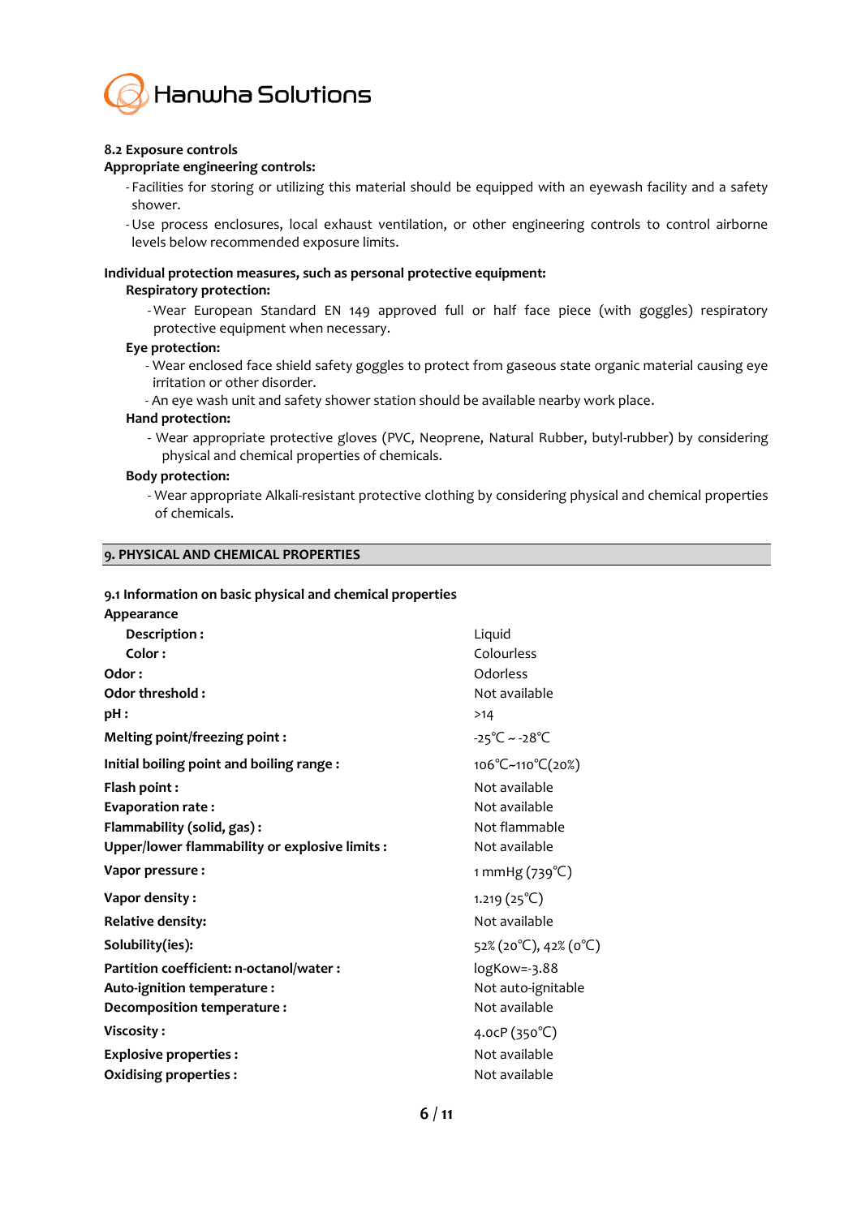**8.2 Exposure controls**

**Appropriate engineering controls:**

- Facilities for storing or utilizing this material should be equipped with an eyewash facility and a safety shower.
- Use process enclosures, local exhaust ventilation, or other engineering controls to control airborne levels below recommended exposure limits.

**Individual protection measures, such as personal protective equipment:**

**Respiratory protection:**

- Wear European Standard EN 149 approved full or half face piece (with goggles) respiratory protective equipment when necessary.

**Eye protection:**

- Wear enclosed face shield safety goggles to protect from gaseous state organic material causing eye irritation or other disorder.
- An eye wash unit and safety shower station should be available nearby work place.

**Hand protection:**

- Wear appropriate protective gloves (PVC, Neoprene, Natural Rubber, butyl-rubber) by considering physical and chemical properties of chemicals.

**Body protection:**

- Wear appropriate Alkali-resistant protective clothing by considering physical and chemical properties of chemicals.

## 9. PHYSICAL AND CHEMICAL PROPERTIES

**9.1 Information on basic physical and chemical properties**

| Property | Value |
|---|---|
| **Appearance** | |
| **Description :** | Liquid |
| **Color :** | Colourless |
| **Odor :** | Odorless |
| **Odor threshold :** | Not available |
| **pH :** | >14 |
| **Melting point/freezing point :** | -25℃ ~ -28℃ |
| **Initial boiling point and boiling range :** | 106℃~110℃(20%) |
| **Flash point :** | Not available |
| **Evaporation rate :** | Not available |
| **Flammability (solid, gas) :** | Not flammable |
| **Upper/lower flammability or explosive limits :** | Not available |
| **Vapor pressure :** | 1 mmHg (739℃) |
| **Vapor density :** | 1.219 (25℃) |
| **Relative density:** | Not available |
| **Solubility(ies):** | 52% (20℃), 42% (0℃) |
| **Partition coefficient: n-octanol/water :** | logKow=-3.88 |
| **Auto-ignition temperature :** | Not auto-ignitable |
| **Decomposition temperature :** | Not available |
| **Viscosity :** | 4.0cP (350℃) |
| **Explosive properties :** | Not available |
| **Oxidising properties :** | Not available |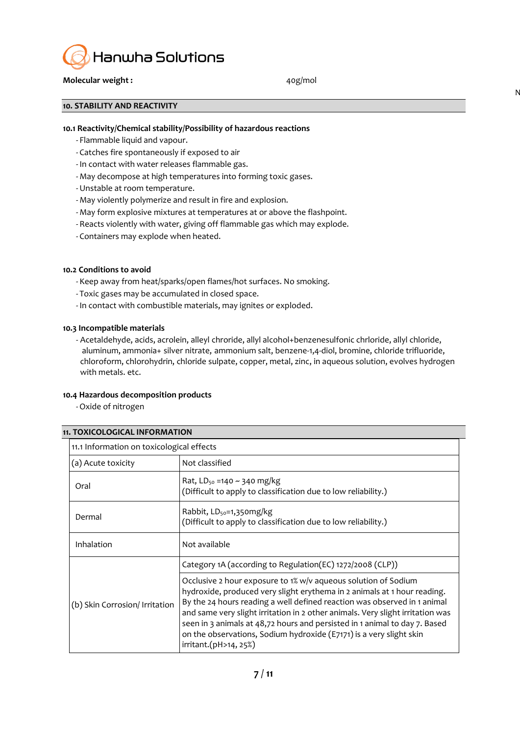**Molecular weight :** 40g/mol

## 10. STABILITY AND REACTIVITY

### 10.1 Reactivity/Chemical stability/Possibility of hazardous reactions

- Flammable liquid and vapour.
- Catches fire spontaneously if exposed to air
- In contact with water releases flammable gas.
- May decompose at high temperatures into forming toxic gases.
- Unstable at room temperature.
- May violently polymerize and result in fire and explosion.
- May form explosive mixtures at temperatures at or above the flashpoint.
- Reacts violently with water, giving off flammable gas which may explode.
- Containers may explode when heated.

### 10.2 Conditions to avoid

- Keep away from heat/sparks/open flames/hot surfaces. No smoking.
- Toxic gases may be accumulated in closed space.
- In contact with combustible materials, may ignites or exploded.

### 10.3 Incompatible materials

- Acetaldehyde, acids, acrolein, alleyl chroride, allyl alcohol+benzenesulfonic chrloride, allyl chloride, aluminum, ammonia+ silver nitrate, ammonium salt, benzene-1,4-diol, bromine, chloride trifluoride, chloroform, chlorohydrin, chloride sulpate, copper, metal, zinc, in aqueous solution, evolves hydrogen with metals. etc.

### 10.4 Hazardous decomposition products

- Oxide of nitrogen

## 11. TOXICOLOGICAL INFORMATION

| 11.1 Information on toxicological effects | |
|---|---|
| (a) Acute toxicity | Not classified |
| Oral | Rat, $LD_{50}$ =140 ~ 340 mg/kg<br>(Difficult to apply to classification due to low reliability.) |
| Dermal | Rabbit, $LD_{50}$=1,350mg/kg<br>(Difficult to apply to classification due to low reliability.) |
| Inhalation | Not available |
| (b) Skin Corrosion/ Irritation | Category 1A (according to Regulation(EC) 1272/2008 (CLP)) |
| | Occlusive 2 hour exposure to 1% w/v aqueous solution of Sodium hydroxide, produced very slight erythema in 2 animals at 1 hour reading. By the 24 hours reading a well defined reaction was observed in 1 animal and same very slight irritation in 2 other animals. Very slight irritation was seen in 3 animals at 48,72 hours and persisted in 1 animal to day 7. Based on the observations, Sodium hydroxide (E7171) is a very slight skin irritant.(pH>14, 25%) |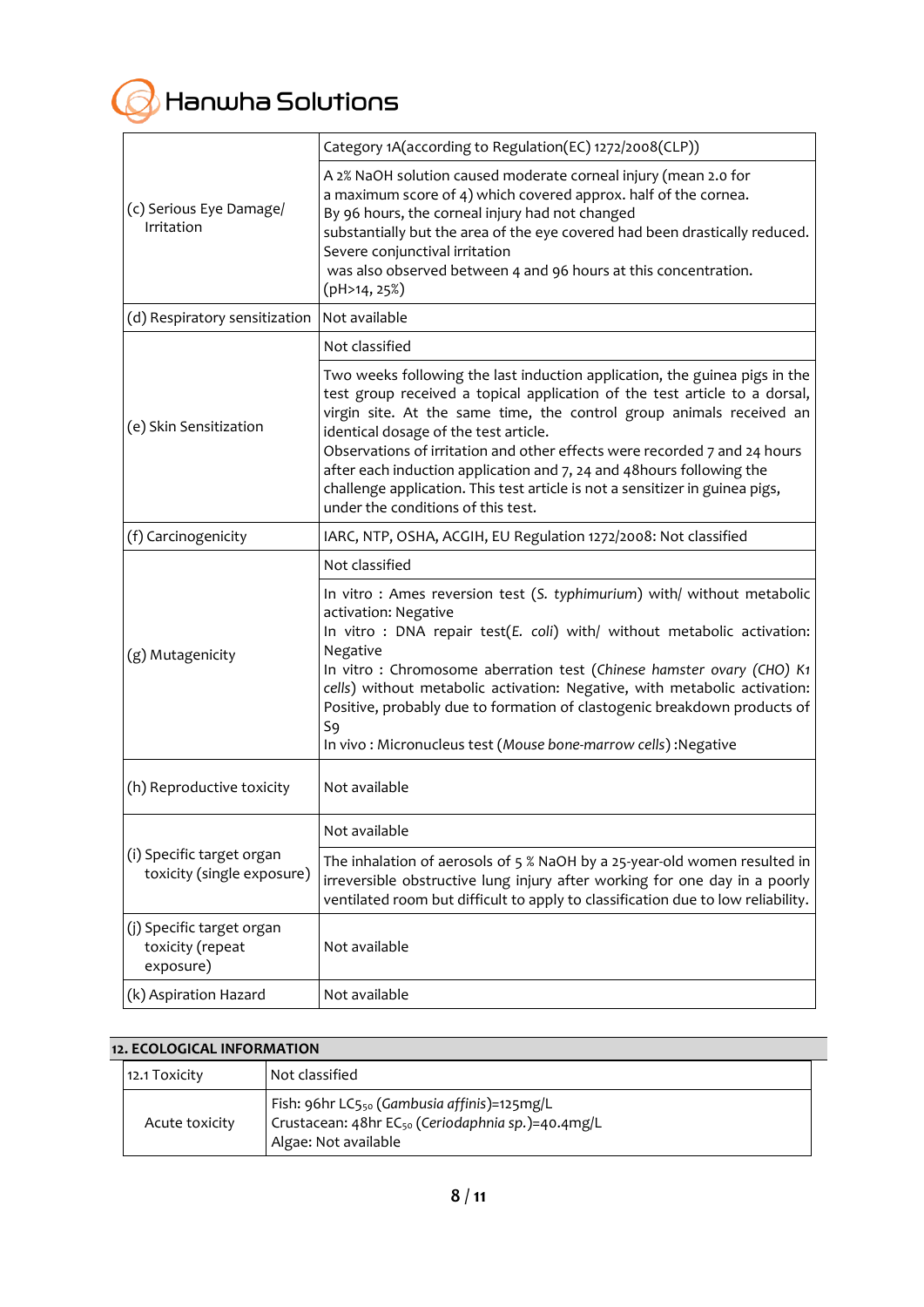| | |
|---|---|
| (c) Serious Eye Damage/ Irritation | Category 1A(according to Regulation(EC) 1272/2008(CLP)) |
| | A 2% NaOH solution caused moderate corneal injury (mean 2.0 for a maximum score of 4) which covered approx. half of the cornea. By 96 hours, the corneal injury had not changed substantially but the area of the eye covered had been drastically reduced. Severe conjunctival irritation was also observed between 4 and 96 hours at this concentration. (pH>14, 25%) |
| (d) Respiratory sensitization | Not available |
| (e) Skin Sensitization | Not classified |
| | Two weeks following the last induction application, the guinea pigs in the test group received a topical application of the test article to a dorsal, virgin site. At the same time, the control group animals received an identical dosage of the test article. Observations of irritation and other effects were recorded 7 and 24 hours after each induction application and 7, 24 and 48hours following the challenge application. This test article is not a sensitizer in guinea pigs, under the conditions of this test. |
| (f) Carcinogenicity | IARC, NTP, OSHA, ACGIH, EU Regulation 1272/2008: Not classified |
| (g) Mutagenicity | Not classified |
| | In vitro : Ames reversion test (*S. typhimurium*) with/ without metabolic activation: Negative<br>In vitro : DNA repair test(*E. coli*) with/ without metabolic activation: Negative<br>In vitro : Chromosome aberration test (*Chinese hamster ovary (CHO) K1 cells*) without metabolic activation: Negative, with metabolic activation: Positive, probably due to formation of clastogenic breakdown products of S9<br>In vivo : Micronucleus test (*Mouse bone-marrow cells*) :Negative |
| (h) Reproductive toxicity | Not available |
| (i) Specific target organ toxicity (single exposure) | Not available |
| | The inhalation of aerosols of 5 % NaOH by a 25-year-old women resulted in irreversible obstructive lung injury after working for one day in a poorly ventilated room but difficult to apply to classification due to low reliability. |
| (j) Specific target organ toxicity (repeat exposure) | Not available |
| (k) Aspiration Hazard | Not available |

## 12. ECOLOGICAL INFORMATION

| | |
|---|---|
| 12.1 Toxicity | Not classified |
| Acute toxicity | Fish: 96hr $LC_{50}$ (*Gambusia affinis*)=125mg/L<br>Crustacean: 48hr $EC_{50}$ (*Ceriodaphnia sp.*)=40.4mg/L<br>Algae: Not available |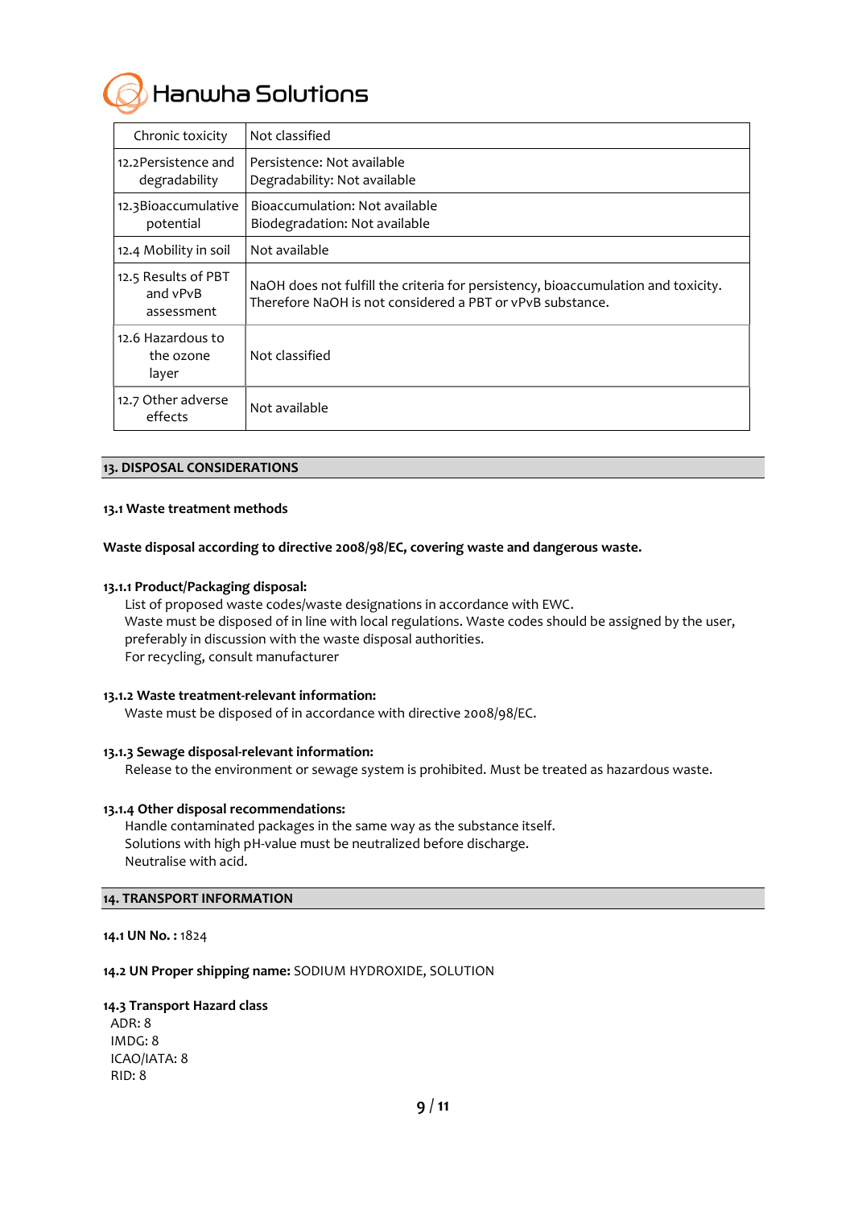| | |
|---|---|
| Chronic toxicity | Not classified |
| 12.2Persistence and degradability | Persistence: Not available<br>Degradability: Not available |
| 12.3Bioaccumulative potential | Bioaccumulation: Not available<br>Biodegradation: Not available |
| 12.4 Mobility in soil | Not available |
| 12.5 Results of PBT and vPvB assessment | NaOH does not fulfill the criteria for persistency, bioaccumulation and toxicity. Therefore NaOH is not considered a PBT or vPvB substance. |
| 12.6 Hazardous to the ozone layer | Not classified |
| 12.7 Other adverse effects | Not available |

## 13. DISPOSAL CONSIDERATIONS

**13.1 Waste treatment methods**

**Waste disposal according to directive 2008/98/EC, covering waste and dangerous waste.**

**13.1.1 Product/Packaging disposal:**

List of proposed waste codes/waste designations in accordance with EWC.
Waste must be disposed of in line with local regulations. Waste codes should be assigned by the user, preferably in discussion with the waste disposal authorities.
For recycling, consult manufacturer

**13.1.2 Waste treatment-relevant information:**

Waste must be disposed of in accordance with directive 2008/98/EC.

**13.1.3 Sewage disposal-relevant information:**

Release to the environment or sewage system is prohibited. Must be treated as hazardous waste.

**13.1.4 Other disposal recommendations:**

Handle contaminated packages in the same way as the substance itself.
Solutions with high pH-value must be neutralized before discharge.
Neutralise with acid.

## 14. TRANSPORT INFORMATION

**14.1 UN No. :** 1824

**14.2 UN Proper shipping name:** SODIUM HYDROXIDE, SOLUTION

**14.3 Transport Hazard class**

ADR: 8
IMDG: 8
ICAO/IATA: 8
RID: 8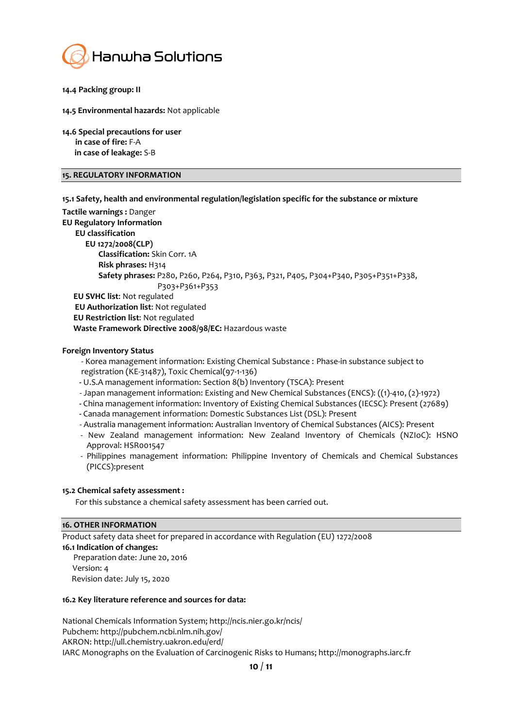**14.4 Packing group: II**

**14.5 Environmental hazards:** Not applicable

**14.6 Special precautions for user**
  **in case of fire:** F-A
  **in case of leakage:** S-B

## 15. REGULATORY INFORMATION

**15.1 Safety, health and environmental regulation/legislation specific for the substance or mixture**

**Tactile warnings :** Danger
**EU Regulatory Information**
  **EU classification**
    **EU 1272/2008(CLP)**
      **Classification:** Skin Corr. 1A
      **Risk phrases:** H314
      **Safety phrases:** P280, P260, P264, P310, P363, P321, P405, P304+P340, P305+P351+P338, P303+P361+P353
  **EU SVHC list**: Not regulated
  **EU Authorization list**: Not regulated
  **EU Restriction list**: Not regulated
  **Waste Framework Directive 2008/98/EC:** Hazardous waste

**Foreign Inventory Status**

- Korea management information: Existing Chemical Substance : Phase-in substance subject to registration (KE-31487), Toxic Chemical(97-1-136)
- U.S.A management information: Section 8(b) Inventory (TSCA): Present
- Japan management information: Existing and New Chemical Substances (ENCS): ((1)-410, (2)-1972)
- China management information: Inventory of Existing Chemical Substances (IECSC): Present (27689)
- Canada management information: Domestic Substances List (DSL): Present
- Australia management information: Australian Inventory of Chemical Substances (AICS): Present
- New Zealand management information: New Zealand Inventory of Chemicals (NZIoC): HSNO Approval: HSR001547
- Philippines management information: Philippine Inventory of Chemicals and Chemical Substances (PICCS):present

**15.2 Chemical safety assessment :**

For this substance a chemical safety assessment has been carried out.

## 16. OTHER INFORMATION

Product safety data sheet for prepared in accordance with Regulation (EU) 1272/2008

**16.1 Indication of changes:**
  Preparation date: June 20, 2016
  Version: 4
  Revision date: July 15, 2020

**16.2 Key literature reference and sources for data:**

National Chemicals Information System; http://ncis.nier.go.kr/ncis/
Pubchem: http://pubchem.ncbi.nlm.nih.gov/
AKRON: http://ull.chemistry.uakron.edu/erd/
IARC Monographs on the Evaluation of Carcinogenic Risks to Humans; http://monographs.iarc.fr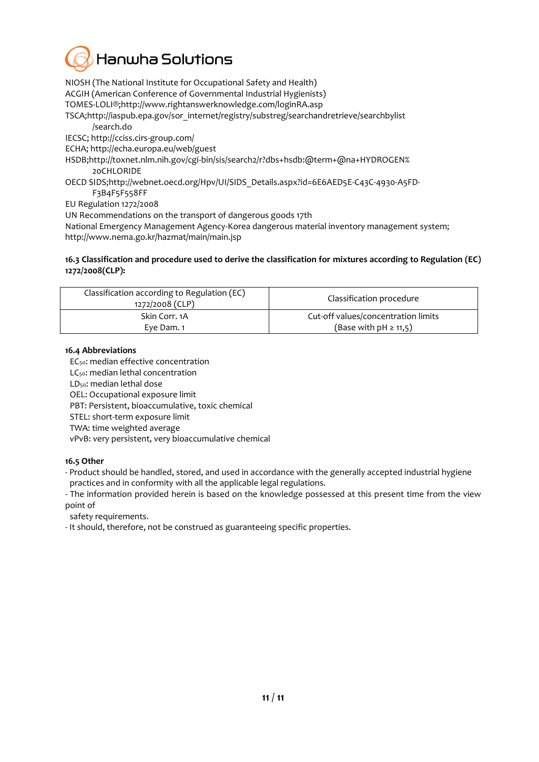NIOSH (The National Institute for Occupational Safety and Health)
ACGIH (American Conference of Governmental Industrial Hygienists)
TOMES-LOLI®;http://www.rightanswerknowledge.com/loginRA.asp
TSCA;http://iaspub.epa.gov/sor_internet/registry/substreg/searchandretrieve/searchbylist/search.do
IECSC; http://cciss.cirs-group.com/
ECHA; http://echa.europa.eu/web/guest
HSDB;http://toxnet.nlm.nih.gov/cgi-bin/sis/search2/r?dbs+hsdb:@term+@na+HYDROGEN%20CHLORIDE
OECD SIDS;http://webnet.oecd.org/Hpv/UI/SIDS_Details.aspx?id=6E6AED5E-C43C-4930-A5FD-F3B4F5F558FF
EU Regulation 1272/2008
UN Recommendations on the transport of dangerous goods 17th
National Emergency Management Agency-Korea dangerous material inventory management system; http://www.nema.go.kr/hazmat/main/main.jsp

**16.3 Classification and procedure used to derive the classification for mixtures according to Regulation (EC) 1272/2008(CLP):**

| Classification according to Regulation (EC) 1272/2008 (CLP) | Classification procedure |
|---|---|
| Skin Corr. 1A<br>Eye Dam. 1 | Cut-off values/concentration limits<br>(Base with pH ≥ 11,5) |

**16.4 Abbreviations**

$EC_{50}$: median effective concentration
$LC_{50}$: median lethal concentration
$LD_{50}$: median lethal dose
OEL: Occupational exposure limit
PBT: Persistent, bioaccumulative, toxic chemical
STEL: short-term exposure limit
TWA: time weighted average
vPvB: very persistent, very bioaccumulative chemical

**16.5 Other**

- Product should be handled, stored, and used in accordance with the generally accepted industrial hygiene practices and in conformity with all the applicable legal regulations.
- The information provided herein is based on the knowledge possessed at this present time from the view point of safety requirements.
- It should, therefore, not be construed as guaranteeing specific properties.